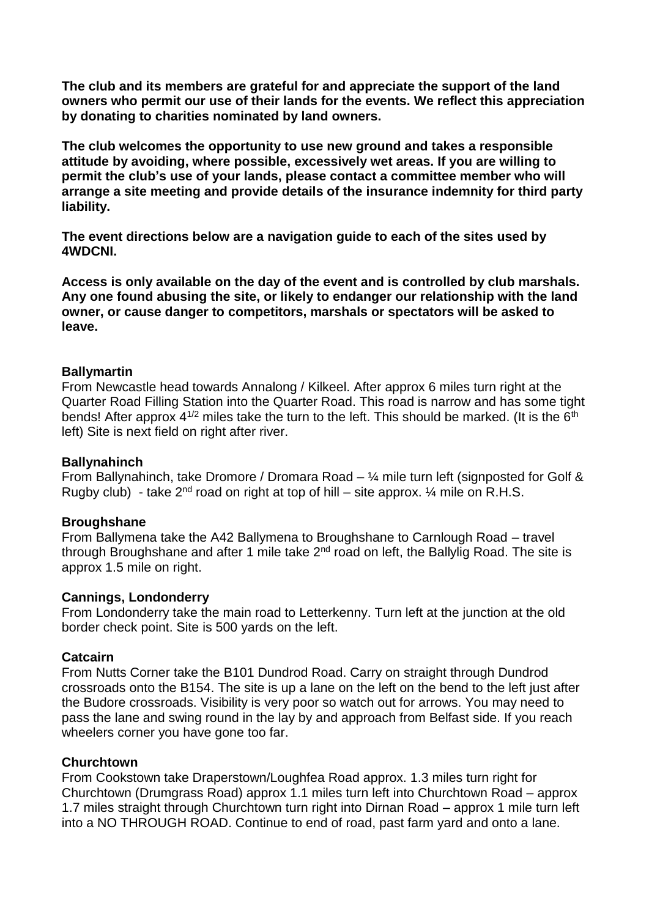**The club and its members are grateful for and appreciate the support of the land owners who permit our use of their lands for the events. We reflect this appreciation by donating to charities nominated by land owners.**

**The club welcomes the opportunity to use new ground and takes a responsible attitude by avoiding, where possible, excessively wet areas. If you are willing to permit the club's use of your lands, please contact a committee member who will arrange a site meeting and provide details of the insurance indemnity for third party liability.**

**The event directions below are a navigation guide to each of the sites used by 4WDCNI.**

**Access is only available on the day of the event and is controlled by club marshals. Any one found abusing the site, or likely to endanger our relationship with the land owner, or cause danger to competitors, marshals or spectators will be asked to leave.**

**Ballymartin**

From Newcastle head towards Annalong / Kilkeel. After approx 6 miles turn right at the Quarter Road Filling Station into the Quarter Road. This road is narrow and has some tight bends! After approx 4 1/2 miles take the turn to the left. This should be marked. (It is the 6th left) Site is next field on right after river.

**Ballynahinch**

From Ballynahinch, take Dromore / Dromara Road – ¼ mile turn left (signposted for Golf & Rugby club) - take 2nd road on right at top of hill – site approx. ¼ mile on R.H.S.

**Broughshane**

From Ballymena take the A42 Ballymena to Broughshane to Carnlough Road – travel through Broughshane and after 1 mile take 2nd road on left, the Ballylig Road. The site is approx 1.5 mile on right.

**Cannings, Londonderry**

From Londonderry take the main road to Letterkenny. Turn left at the junction at the old border check point. Site is 500 yards on the left.

**Catcairn**

From Nutts Corner take the B101 Dundrod Road. Carry on straight through Dundrod crossroads onto the B154. The site is up a lane on the left on the bend to the left just after the Budore crossroads. Visibility is very poor so watch out for arrows. You may need to pass the lane and swing round in the lay by and approach from Belfast side. If you reach wheelers corner you have gone too far.

**Churchtown**

From Cookstown take Draperstown/Loughfea Road approx. 1.3 miles turn right for Churchtown (Drumgrass Road) approx 1.1 miles turn left into Churchtown Road – approx 1.7 miles straight through Churchtown turn right into Dirnan Road – approx 1 mile turn left into a NO THROUGH ROAD. Continue to end of road, past farm yard and onto a lane.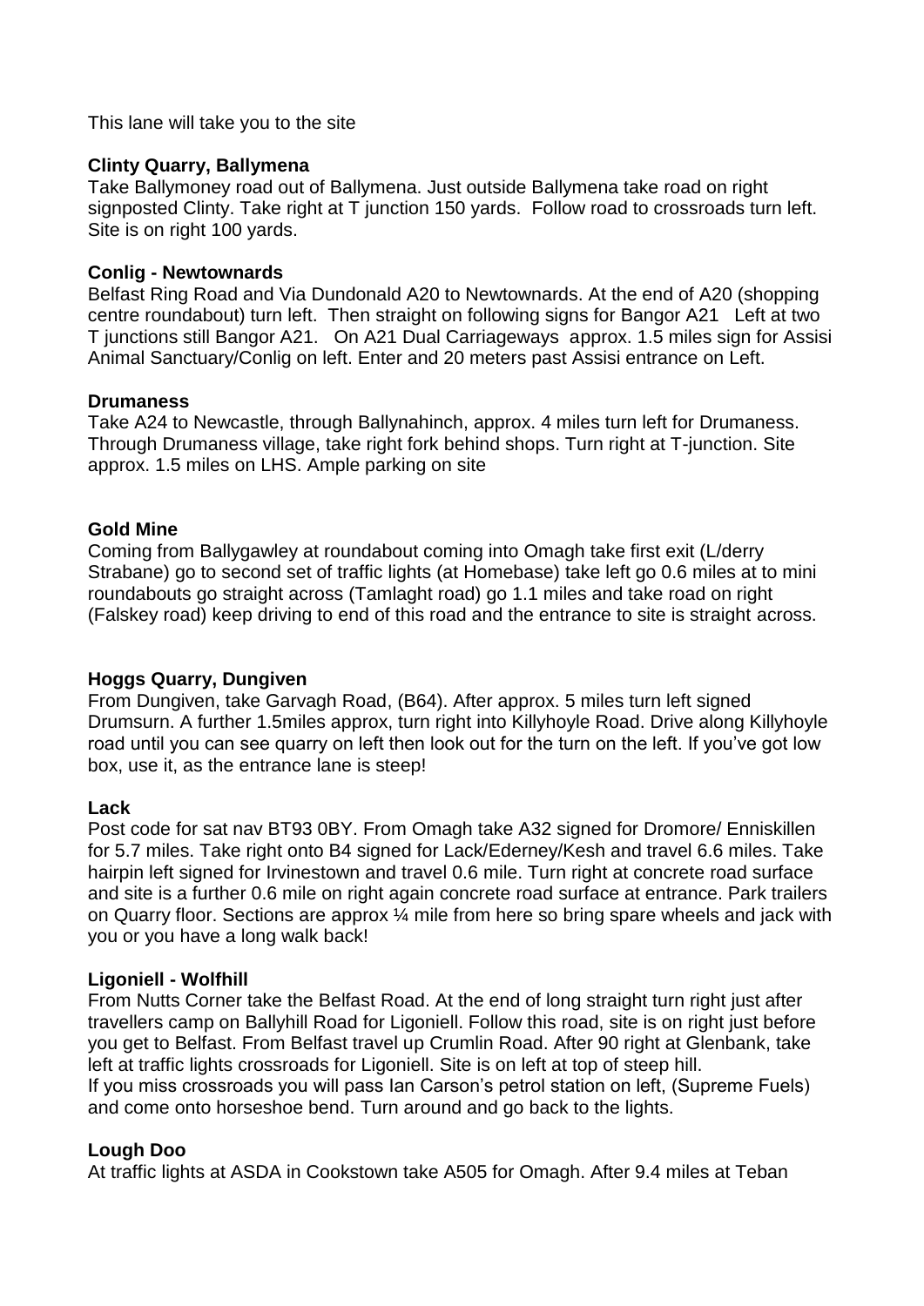This lane will take you to the site

**Clinty Quarry, Ballymena**

Take Ballymoney road out of Ballymena. Just outside Ballymena take road on right signposted Clinty. Take right at T junction 150 yards. Follow road to crossroads turn left. Site is on right 100 yards.

**Conlig - Newtownards**

Belfast Ring Road and Via Dundonald A20 to Newtownards. At the end of A20 (shopping centre roundabout) turn left. Then straight on following signs for Bangor A21 Left at two T junctions still Bangor A21. On A21 Dual Carriageways approx. 1.5 miles sign for Assisi Animal Sanctuary/Conlig on left. Enter and 20 meters past Assisi entrance on Left.

**Drumaness**

Take A24 to Newcastle, through Ballynahinch, approx. 4 miles turn left for Drumaness. Through Drumaness village, take right fork behind shops. Turn right at T-junction. Site approx. 1.5 miles on LHS. Ample parking on site

**Gold Mine**

Coming from Ballygawley at roundabout coming into Omagh take first exit (L/derry Strabane) go to second set of traffic lights (at Homebase) take left go 0.6 miles at to mini roundabouts go straight across (Tamlaght road) go 1.1 miles and take road on right (Falskey road) keep driving to end of this road and the entrance to site is straight across.

**Hoggs Quarry, Dungiven**

From Dungiven, take Garvagh Road, (B64). After approx. 5 miles turn left signed Drumsurn. A further 1.5miles approx, turn right into Killyhoyle Road. Drive along Killyhoyle road until you can see quarry on left then look out for the turn on the left. If you've got low box, use it, as the entrance lane is steep!

**Lack**

Post code for sat nav BT93 0BY. From Omagh take A32 signed for Dromore/ Enniskillen for 5.7 miles. Take right onto B4 signed for Lack/Ederney/Kesh and travel 6.6 miles. Take hairpin left signed for Irvinestown and travel 0.6 mile. Turn right at concrete road surface and site is a further 0.6 mile on right again concrete road surface at entrance. Park trailers on Quarry floor. Sections are approx ¼ mile from here so bring spare wheels and jack with you or you have a long walk back!

**Ligoniell - Wolfhill**

From Nutts Corner take the Belfast Road. At the end of long straight turn right just after travellers camp on Ballyhill Road for Ligoniell. Follow this road, site is on right just before you get to Belfast. From Belfast travel up Crumlin Road. After 90 right at Glenbank, take left at traffic lights crossroads for Ligoniell. Site is on left at top of steep hill.
If you miss crossroads you will pass Ian Carson's petrol station on left, (Supreme Fuels) and come onto horseshoe bend. Turn around and go back to the lights.

**Lough Doo**

At traffic lights at ASDA in Cookstown take A505 for Omagh. After 9.4 miles at Teban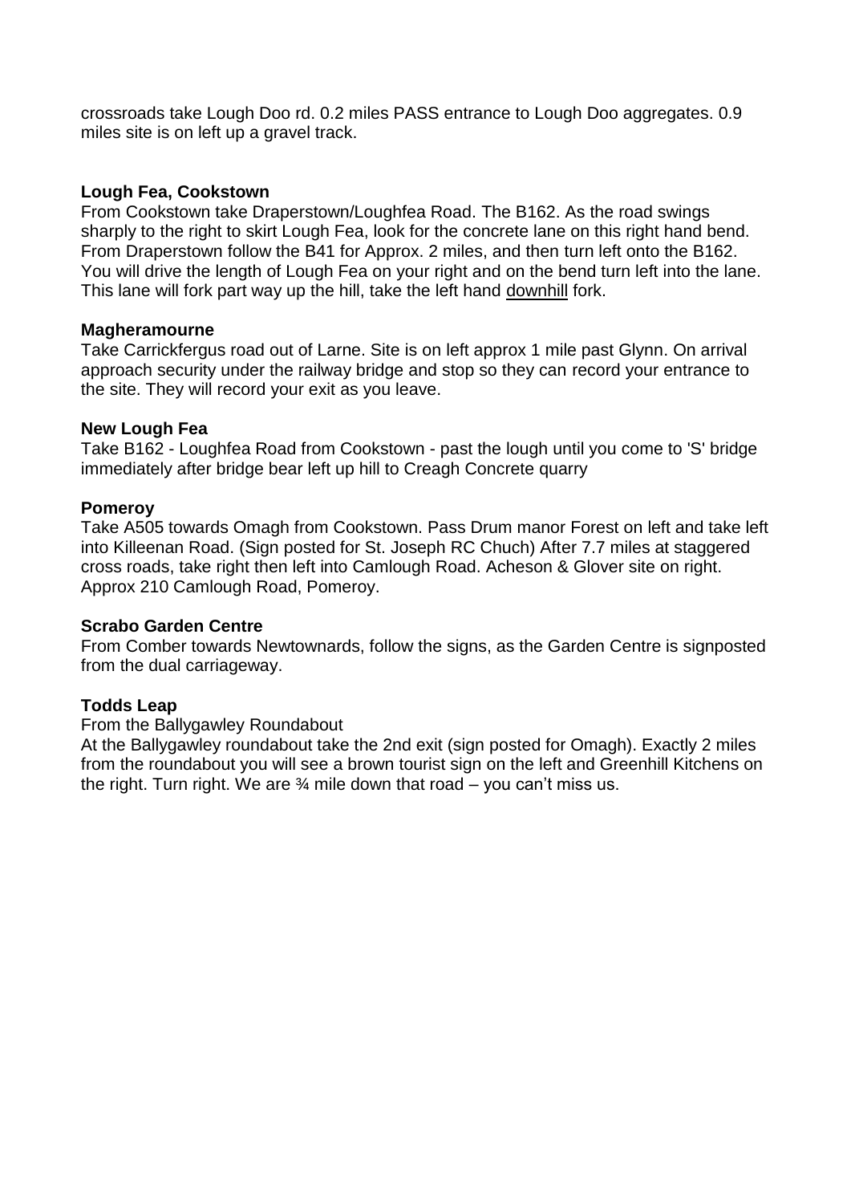crossroads take Lough Doo rd. 0.2 miles PASS entrance to Lough Doo aggregates. 0.9 miles site is on left up a gravel track.

**Lough Fea, Cookstown**

From Cookstown take Draperstown/Loughfea Road. The B162. As the road swings sharply to the right to skirt Lough Fea, look for the concrete lane on this right hand bend. From Draperstown follow the B41 for Approx. 2 miles, and then turn left onto the B162. You will drive the length of Lough Fea on your right and on the bend turn left into the lane. This lane will fork part way up the hill, take the left hand downhill fork.

**Magheramourne**

Take Carrickfergus road out of Larne. Site is on left approx 1 mile past Glynn. On arrival approach security under the railway bridge and stop so they can record your entrance to the site. They will record your exit as you leave.

**New Lough Fea**

Take B162 - Loughfea Road from Cookstown - past the lough until you come to 'S' bridge immediately after bridge bear left up hill to Creagh Concrete quarry

**Pomeroy**

Take A505 towards Omagh from Cookstown. Pass Drum manor Forest on left and take left into Killeenan Road. (Sign posted for St. Joseph RC Chuch) After 7.7 miles at staggered cross roads, take right then left into Camlough Road. Acheson & Glover site on right. Approx 210 Camlough Road, Pomeroy.

**Scrabo Garden Centre**

From Comber towards Newtownards, follow the signs, as the Garden Centre is signposted from the dual carriageway.

**Todds Leap**

From the Ballygawley Roundabout

At the Ballygawley roundabout take the 2nd exit (sign posted for Omagh). Exactly 2 miles from the roundabout you will see a brown tourist sign on the left and Greenhill Kitchens on the right. Turn right. We are ¾ mile down that road – you can't miss us.